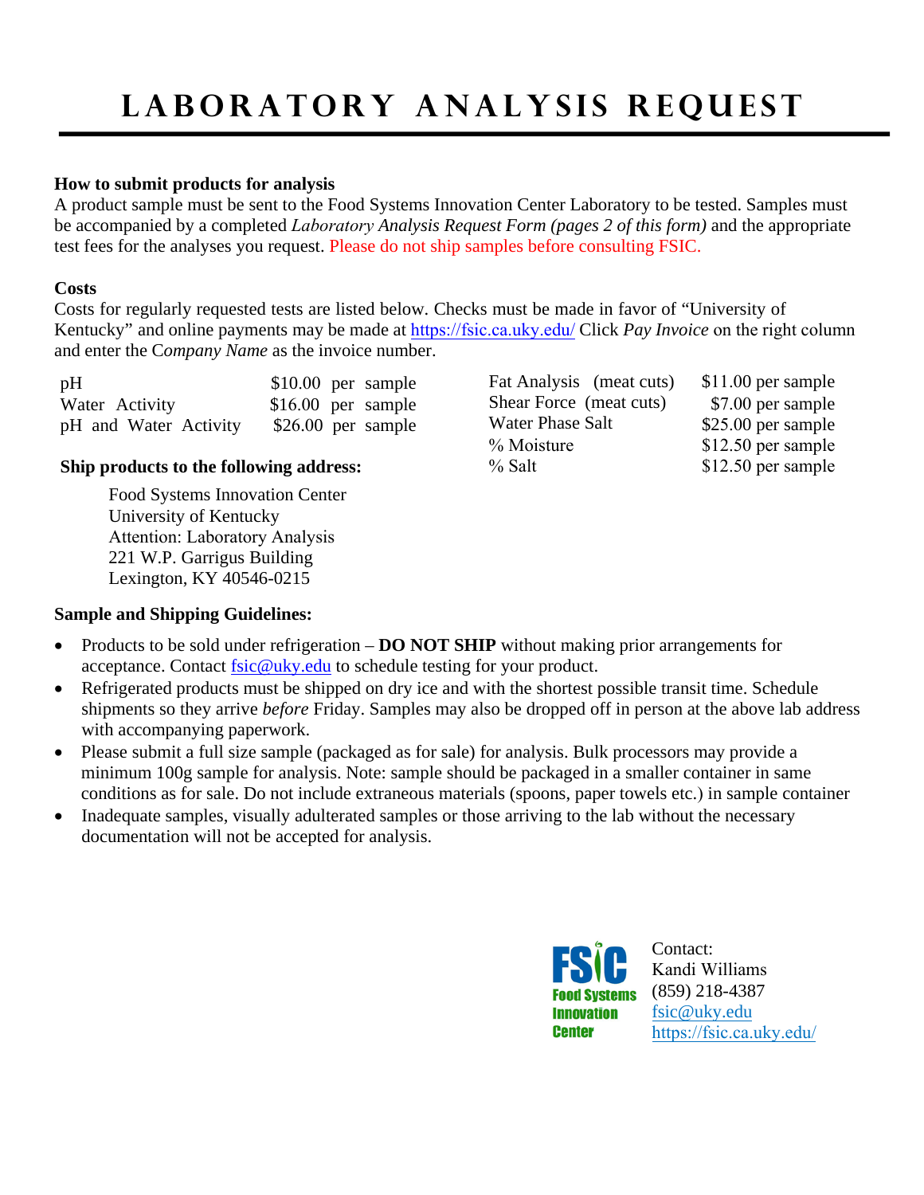# LABORATORY ANALYSIS REQUEST

**How to submit products for analysis**
A product sample must be sent to the Food Systems Innovation Center Laboratory to be tested. Samples must be accompanied by a completed *Laboratory Analysis Request Form (pages 2 of this form)* and the appropriate test fees for the analyses you request. Please do not ship samples before consulting FSIC.

**Costs**
Costs for regularly requested tests are listed below. Checks must be made in favor of "University of Kentucky" and online payments may be made at https://fsic.ca.uky.edu/ Click *Pay Invoice* on the right column and enter the C*ompany Name* as the invoice number.

| Test | Cost |
|---|---|
| pH | $10.00 per sample |
| Water Activity | $16.00 per sample |
| pH and Water Activity | $26.00 per sample |
| Fat Analysis (meat cuts) | $11.00 per sample |
| Shear Force (meat cuts) | $7.00 per sample |
| Water Phase Salt | $25.00 per sample |
| % Moisture | $12.50 per sample |
| % Salt | $12.50 per sample |

**Ship products to the following address:**

Food Systems Innovation Center
University of Kentucky
Attention: Laboratory Analysis
221 W.P. Garrigus Building
Lexington, KY 40546-0215

**Sample and Shipping Guidelines:**

- Products to be sold under refrigeration – **DO NOT SHIP** without making prior arrangements for acceptance. Contact fsic@uky.edu to schedule testing for your product.
- Refrigerated products must be shipped on dry ice and with the shortest possible transit time. Schedule shipments so they arrive *before* Friday. Samples may also be dropped off in person at the above lab address with accompanying paperwork.
- Please submit a full size sample (packaged as for sale) for analysis. Bulk processors may provide a minimum 100g sample for analysis. Note: sample should be packaged in a smaller container in same conditions as for sale. Do not include extraneous materials (spoons, paper towels etc.) in sample container
- Inadequate samples, visually adulterated samples or those arriving to the lab without the necessary documentation will not be accepted for analysis.

FSIC Food Systems Innovation Center

Contact:
Kandi Williams
(859) 218-4387
fsic@uky.edu
https://fsic.ca.uky.edu/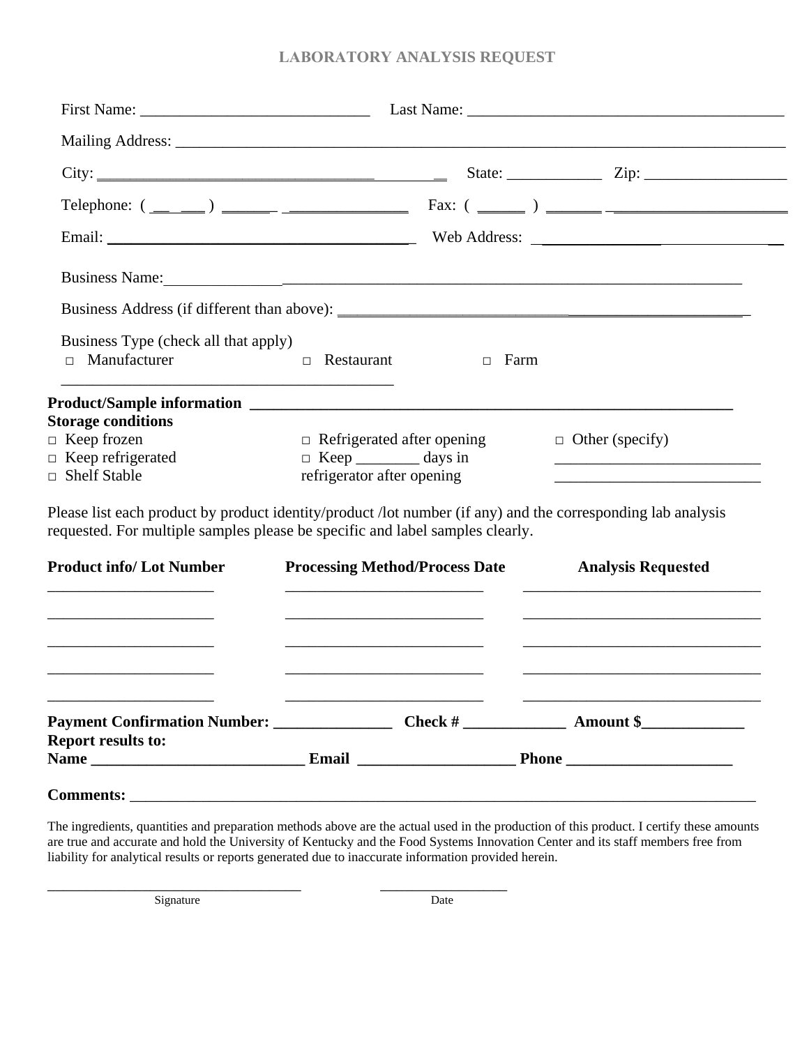# LABORATORY ANALYSIS REQUEST

First Name: ____________________________ Last Name: _______________________________________

Mailing Address: ________________________________________________________________________

City: ________________________________________ State: ___________ Zip: _________________

Telephone: ( __ ___ ) ______ ______________ Fax: ( _____ ) ______ _____________________

Email: ______________________________________ Web Address: ______________________________

Business Name:___________________________________________________________________________

Business Address (if different than above): _______________________________________________

Business Type (check all that apply)

□ Manufacturer □ Restaurant □ Farm

_________________________________________

**Product/Sample information** _____________________________________________________________

**Storage conditions**

□ Keep frozen
□ Keep refrigerated
□ Shelf Stable

□ Refrigerated after opening
□ Keep ________ days in refrigerator after opening

□ Other (specify)
_________________________
_________________________

Please list each product by product identity/product /lot number (if any) and the corresponding lab analysis requested. For multiple samples please be specific and label samples clearly.

| Product info/ Lot Number | Processing Method/Process Date | Analysis Requested |
| --- | --- | --- |
| ____________________ | ________________________ | _____________________________ |
| ____________________ | ________________________ | _____________________________ |
| ____________________ | ________________________ | _____________________________ |
| ____________________ | ________________________ | _____________________________ |
| ____________________ | ________________________ | _____________________________ |

**Payment Confirmation Number:** ______________ **Check #** ____________ **Amount $**____________

**Report results to:**

**Name** __________________________ **Email** ___________________ **Phone** ____________________

**Comments:** _____________________________________________________________________________

The ingredients, quantities and preparation methods above are the actual used in the production of this product. I certify these amounts are true and accurate and hold the University of Kentucky and the Food Systems Innovation Center and its staff members free from liability for analytical results or reports generated due to inaccurate information provided herein.

________________________________ ________________

Signature Date